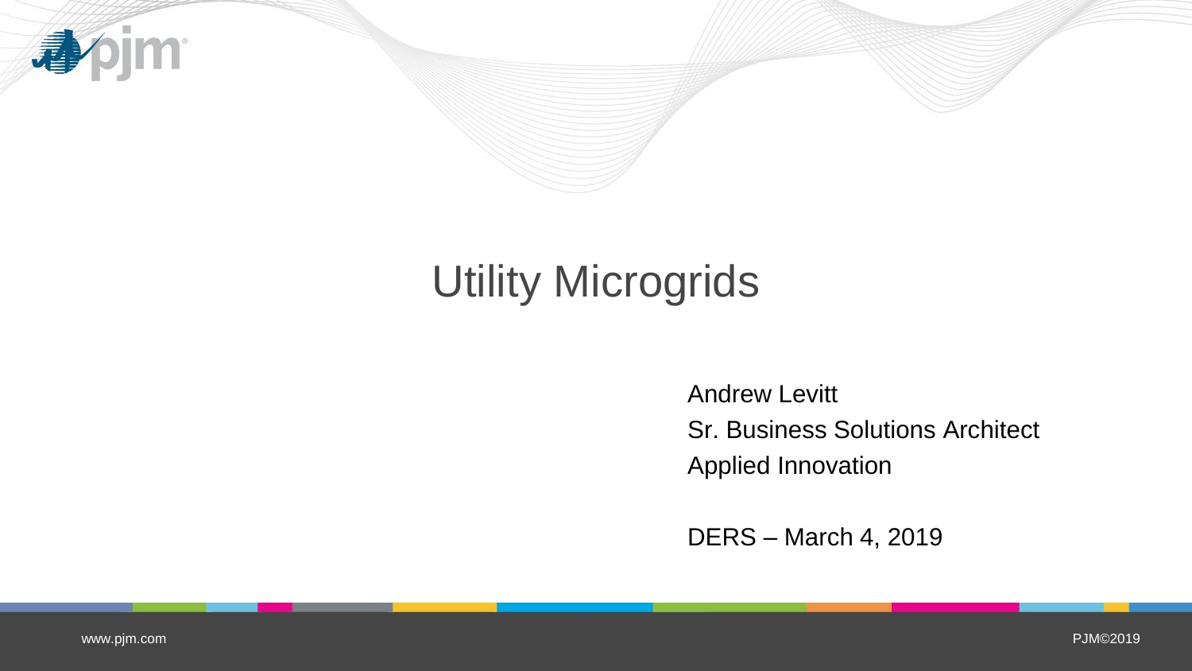# Utility Microgrids

Andrew Levitt
Sr. Business Solutions Architect
Applied Innovation

DERS – March 4, 2019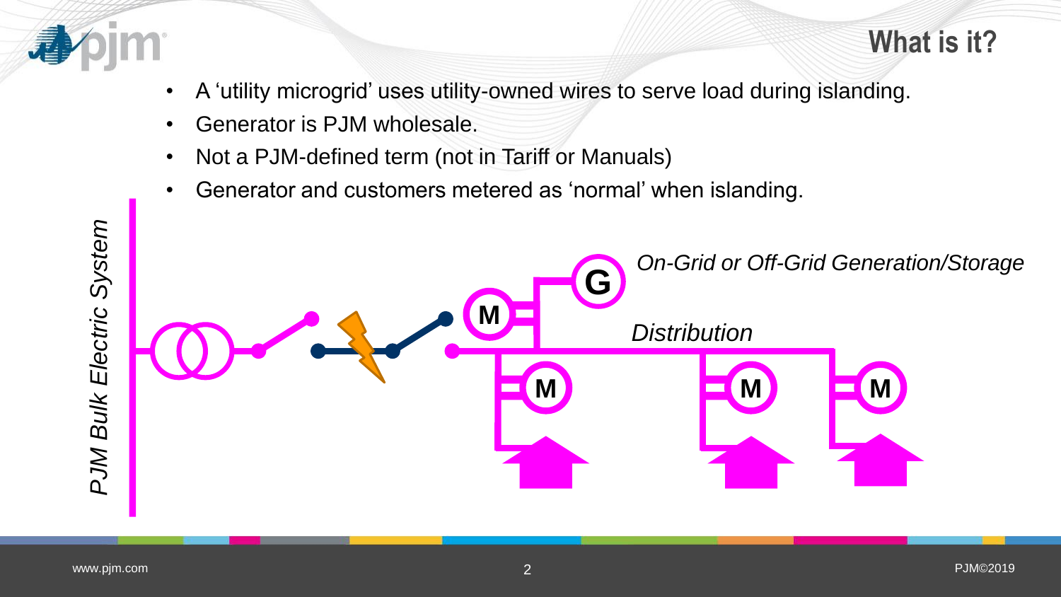# What is it?

- A 'utility microgrid' uses utility-owned wires to serve load during islanding.
- Generator is PJM wholesale.
- Not a PJM-defined term (not in Tariff or Manuals)
- Generator and customers metered as 'normal' when islanding.

*PJM Bulk Electric System*

G

*On-Grid or Off-Grid Generation/Storage*

M

*Distribution*

M

M

M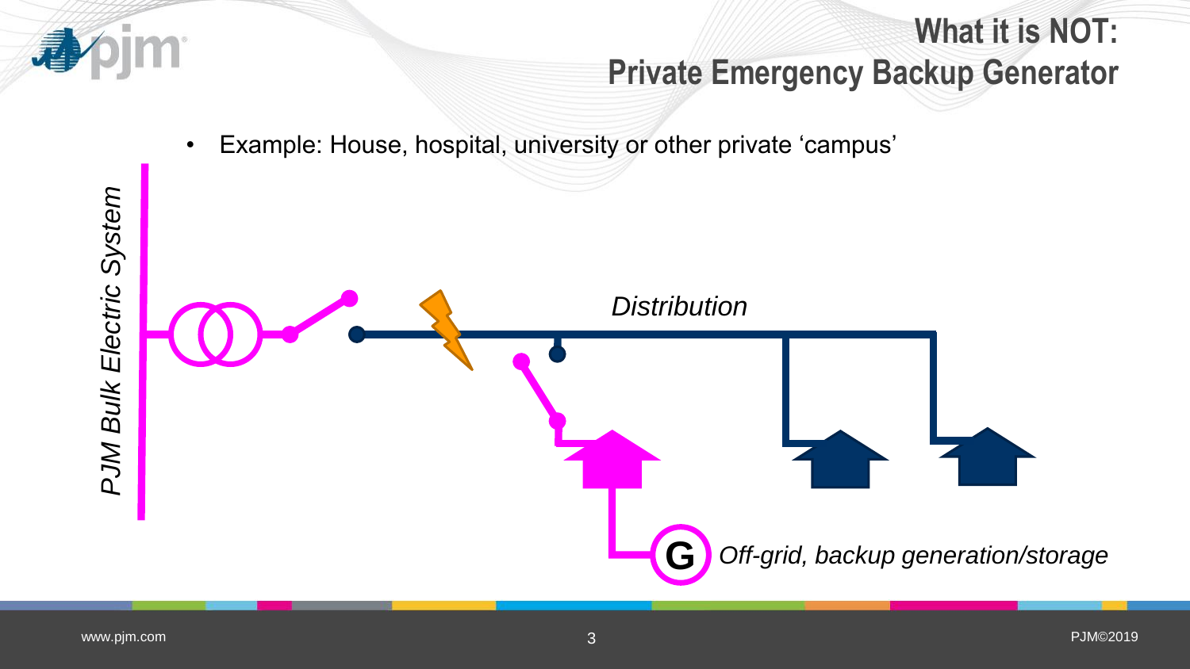# What it is NOT: Private Emergency Backup Generator

- Example: House, hospital, university or other private 'campus'

*PJM Bulk Electric System*

*Distribution*

G

*Off-grid, backup generation/storage*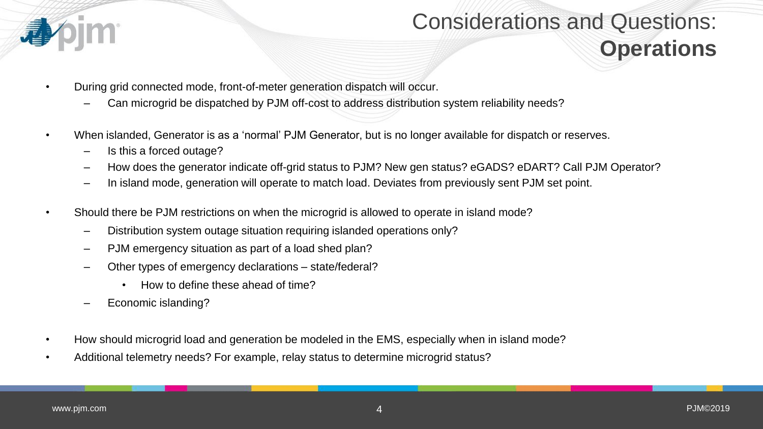# Considerations and Questions: **Operations**

- During grid connected mode, front-of-meter generation dispatch will occur.
  - Can microgrid be dispatched by PJM off-cost to address distribution system reliability needs?
- When islanded, Generator is as a 'normal' PJM Generator, but is no longer available for dispatch or reserves.
  - Is this a forced outage?
  - How does the generator indicate off-grid status to PJM? New gen status? eGADS? eDART? Call PJM Operator?
  - In island mode, generation will operate to match load. Deviates from previously sent PJM set point.
- Should there be PJM restrictions on when the microgrid is allowed to operate in island mode?
  - Distribution system outage situation requiring islanded operations only?
  - PJM emergency situation as part of a load shed plan?
  - Other types of emergency declarations – state/federal?
    - How to define these ahead of time?
  - Economic islanding?
- How should microgrid load and generation be modeled in the EMS, especially when in island mode?
- Additional telemetry needs? For example, relay status to determine microgrid status?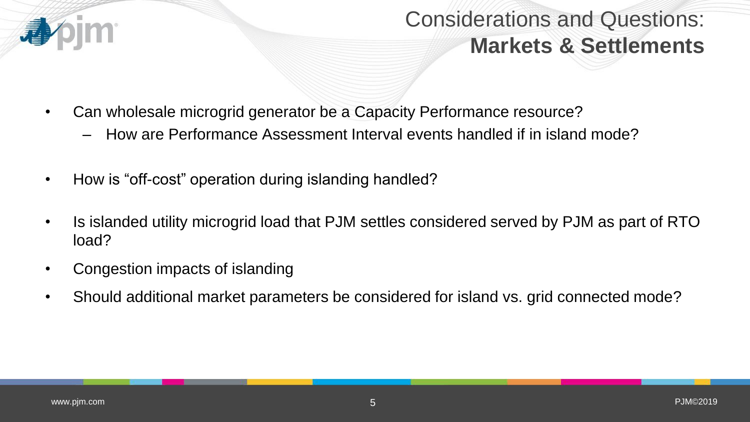# Considerations and Questions: **Markets & Settlements**

- Can wholesale microgrid generator be a Capacity Performance resource?
  - How are Performance Assessment Interval events handled if in island mode?
- How is “off-cost” operation during islanding handled?
- Is islanded utility microgrid load that PJM settles considered served by PJM as part of RTO load?
- Congestion impacts of islanding
- Should additional market parameters be considered for island vs. grid connected mode?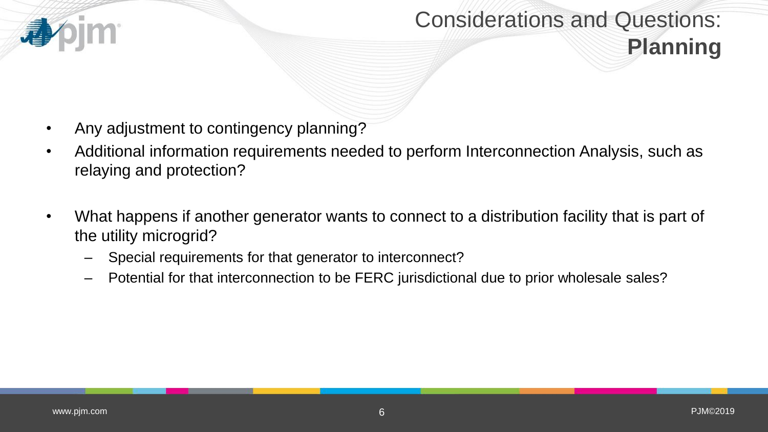# Considerations and Questions: **Planning**

- Any adjustment to contingency planning?
- Additional information requirements needed to perform Interconnection Analysis, such as relaying and protection?
- What happens if another generator wants to connect to a distribution facility that is part of the utility microgrid?
  - Special requirements for that generator to interconnect?
  - Potential for that interconnection to be FERC jurisdictional due to prior wholesale sales?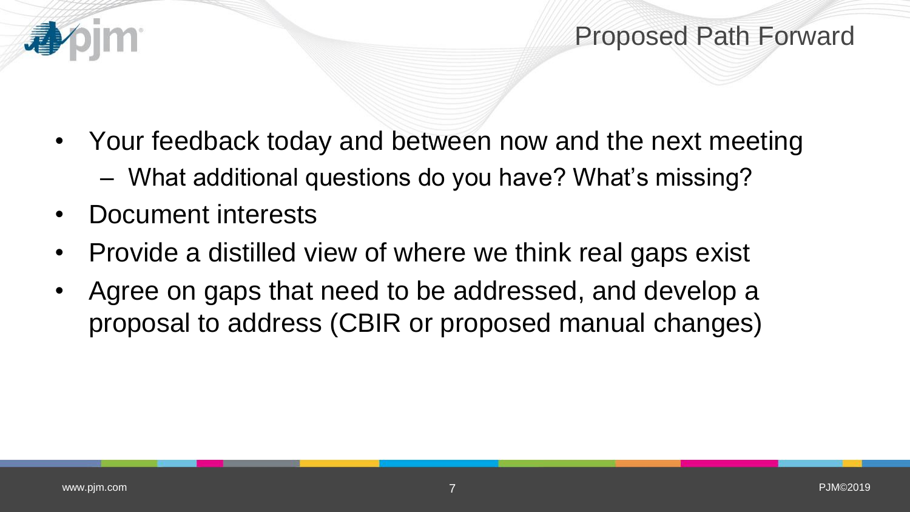# Proposed Path Forward

- Your feedback today and between now and the next meeting
  - What additional questions do you have? What's missing?
- Document interests
- Provide a distilled view of where we think real gaps exist
- Agree on gaps that need to be addressed, and develop a proposal to address (CBIR or proposed manual changes)